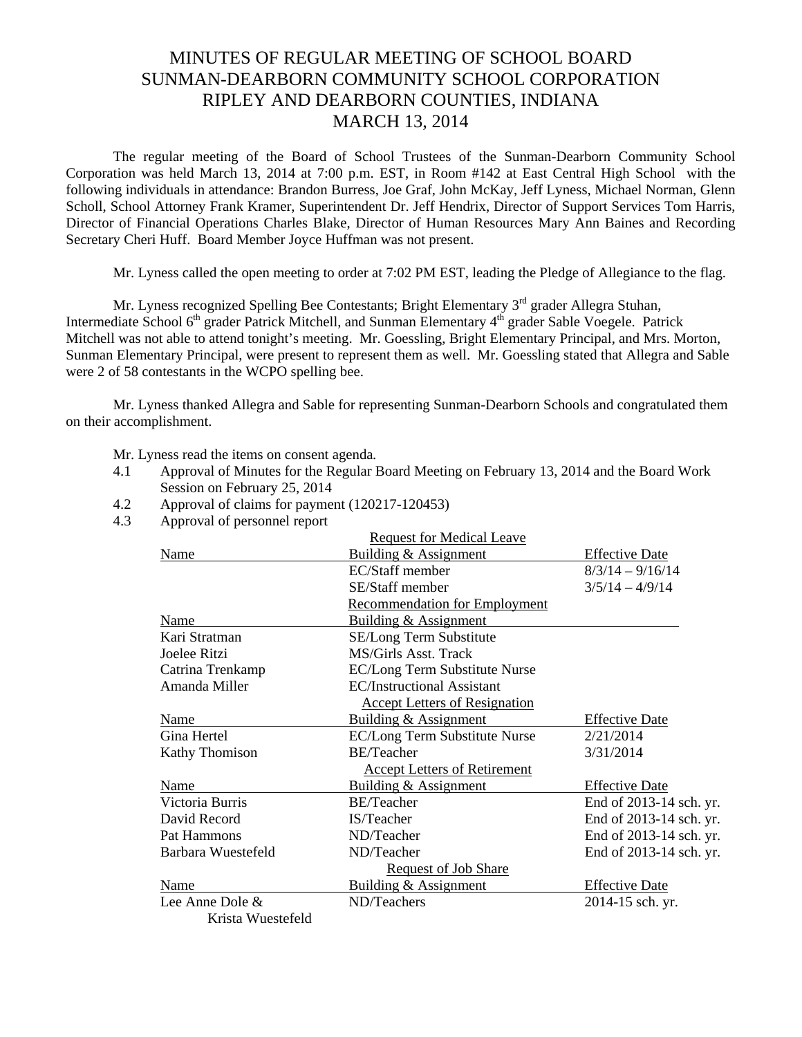# MINUTES OF REGULAR MEETING OF SCHOOL BOARD
# SUNMAN-DEARBORN COMMUNITY SCHOOL CORPORATION
# RIPLEY AND DEARBORN COUNTIES, INDIANA
# MARCH 13, 2014

The regular meeting of the Board of School Trustees of the Sunman-Dearborn Community School Corporation was held March 13, 2014 at 7:00 p.m. EST, in Room #142 at East Central High School with the following individuals in attendance: Brandon Burress, Joe Graf, John McKay, Jeff Lyness, Michael Norman, Glenn Scholl, School Attorney Frank Kramer, Superintendent Dr. Jeff Hendrix, Director of Support Services Tom Harris, Director of Financial Operations Charles Blake, Director of Human Resources Mary Ann Baines and Recording Secretary Cheri Huff. Board Member Joyce Huffman was not present.

Mr. Lyness called the open meeting to order at 7:02 PM EST, leading the Pledge of Allegiance to the flag.

Mr. Lyness recognized Spelling Bee Contestants; Bright Elementary 3rd grader Allegra Stuhan, Intermediate School 6th grader Patrick Mitchell, and Sunman Elementary 4th grader Sable Voegele. Patrick Mitchell was not able to attend tonight's meeting. Mr. Goessling, Bright Elementary Principal, and Mrs. Morton, Sunman Elementary Principal, were present to represent them as well. Mr. Goessling stated that Allegra and Sable were 2 of 58 contestants in the WCPO spelling bee.

Mr. Lyness thanked Allegra and Sable for representing Sunman-Dearborn Schools and congratulated them on their accomplishment.

Mr. Lyness read the items on consent agenda.

4.1 Approval of Minutes for the Regular Board Meeting on February 13, 2014 and the Board Work Session on February 25, 2014

4.2 Approval of claims for payment (120217-120453)

4.3 Approval of personnel report

| | Request for Medical Leave | |
|---|---|---|
| Name | Building & Assignment | Effective Date |
| | EC/Staff member | 8/3/14 – 9/16/14 |
| | SE/Staff member | 3/5/14 – 4/9/14 |
| | **Recommendation for Employment** | |
| Name | Building & Assignment | |
| Kari Stratman | SE/Long Term Substitute | |
| Joelee Ritzi | MS/Girls Asst. Track | |
| Catrina Trenkamp | EC/Long Term Substitute Nurse | |
| Amanda Miller | EC/Instructional Assistant | |
| | **Accept Letters of Resignation** | |
| Name | Building & Assignment | Effective Date |
| Gina Hertel | EC/Long Term Substitute Nurse | 2/21/2014 |
| Kathy Thomison | BE/Teacher | 3/31/2014 |
| | **Accept Letters of Retirement** | |
| Name | Building & Assignment | Effective Date |
| Victoria Burris | BE/Teacher | End of 2013-14 sch. yr. |
| David Record | IS/Teacher | End of 2013-14 sch. yr. |
| Pat Hammons | ND/Teacher | End of 2013-14 sch. yr. |
| Barbara Wuestefeld | ND/Teacher | End of 2013-14 sch. yr. |
| | **Request of Job Share** | |
| Name | Building & Assignment | Effective Date |
| Lee Anne Dole & Krista Wuestefeld | ND/Teachers | 2014-15 sch. yr. |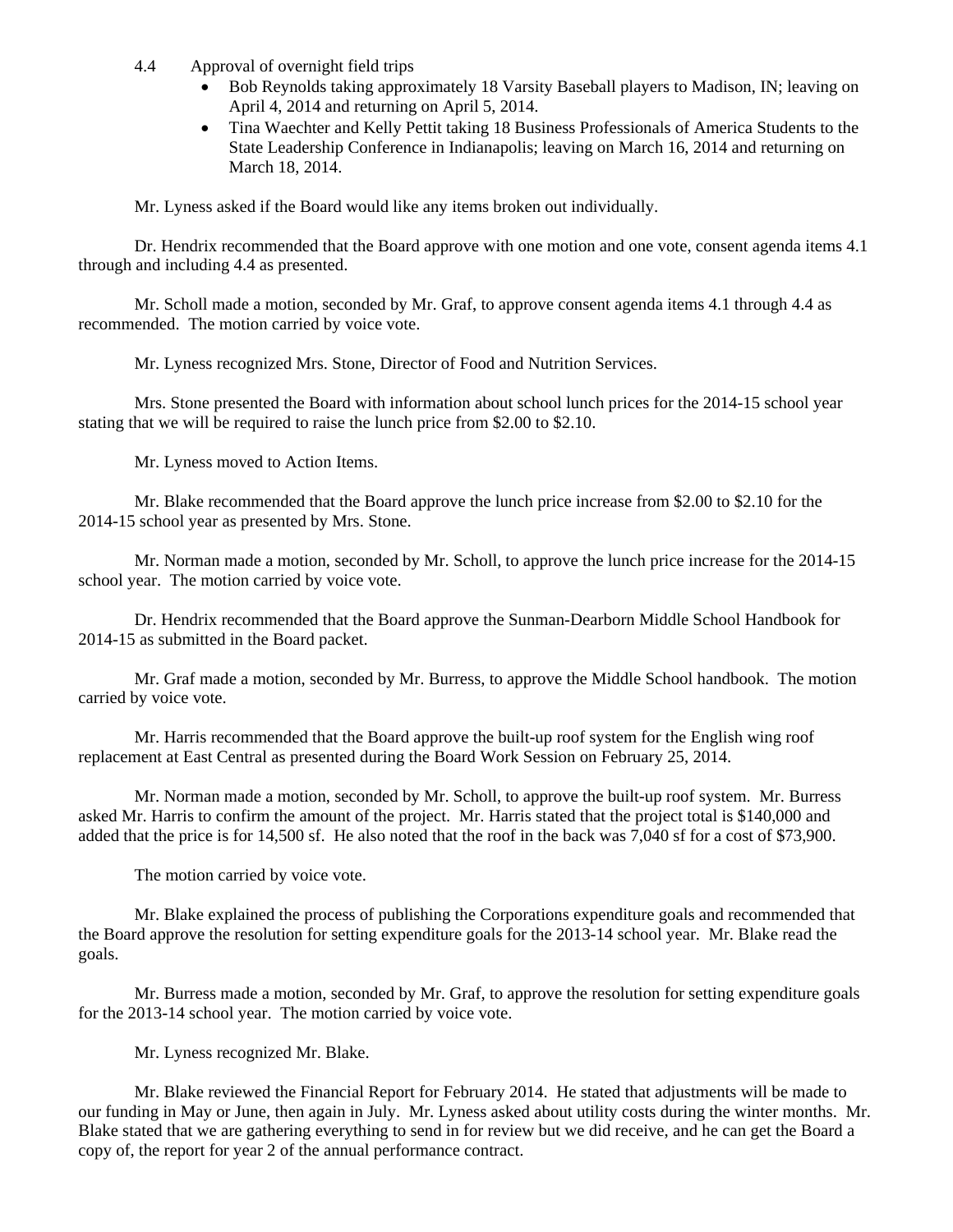4.4 Approval of overnight field trips

- Bob Reynolds taking approximately 18 Varsity Baseball players to Madison, IN; leaving on April 4, 2014 and returning on April 5, 2014.
- Tina Waechter and Kelly Pettit taking 18 Business Professionals of America Students to the State Leadership Conference in Indianapolis; leaving on March 16, 2014 and returning on March 18, 2014.

Mr. Lyness asked if the Board would like any items broken out individually.

Dr. Hendrix recommended that the Board approve with one motion and one vote, consent agenda items 4.1 through and including 4.4 as presented.

Mr. Scholl made a motion, seconded by Mr. Graf, to approve consent agenda items 4.1 through 4.4 as recommended. The motion carried by voice vote.

Mr. Lyness recognized Mrs. Stone, Director of Food and Nutrition Services.

Mrs. Stone presented the Board with information about school lunch prices for the 2014-15 school year stating that we will be required to raise the lunch price from $2.00 to $2.10.

Mr. Lyness moved to Action Items.

Mr. Blake recommended that the Board approve the lunch price increase from $2.00 to $2.10 for the 2014-15 school year as presented by Mrs. Stone.

Mr. Norman made a motion, seconded by Mr. Scholl, to approve the lunch price increase for the 2014-15 school year. The motion carried by voice vote.

Dr. Hendrix recommended that the Board approve the Sunman-Dearborn Middle School Handbook for 2014-15 as submitted in the Board packet.

Mr. Graf made a motion, seconded by Mr. Burress, to approve the Middle School handbook. The motion carried by voice vote.

Mr. Harris recommended that the Board approve the built-up roof system for the English wing roof replacement at East Central as presented during the Board Work Session on February 25, 2014.

Mr. Norman made a motion, seconded by Mr. Scholl, to approve the built-up roof system. Mr. Burress asked Mr. Harris to confirm the amount of the project. Mr. Harris stated that the project total is $140,000 and added that the price is for 14,500 sf. He also noted that the roof in the back was 7,040 sf for a cost of $73,900.

The motion carried by voice vote.

Mr. Blake explained the process of publishing the Corporations expenditure goals and recommended that the Board approve the resolution for setting expenditure goals for the 2013-14 school year. Mr. Blake read the goals.

Mr. Burress made a motion, seconded by Mr. Graf, to approve the resolution for setting expenditure goals for the 2013-14 school year. The motion carried by voice vote.

Mr. Lyness recognized Mr. Blake.

Mr. Blake reviewed the Financial Report for February 2014. He stated that adjustments will be made to our funding in May or June, then again in July. Mr. Lyness asked about utility costs during the winter months. Mr. Blake stated that we are gathering everything to send in for review but we did receive, and he can get the Board a copy of, the report for year 2 of the annual performance contract.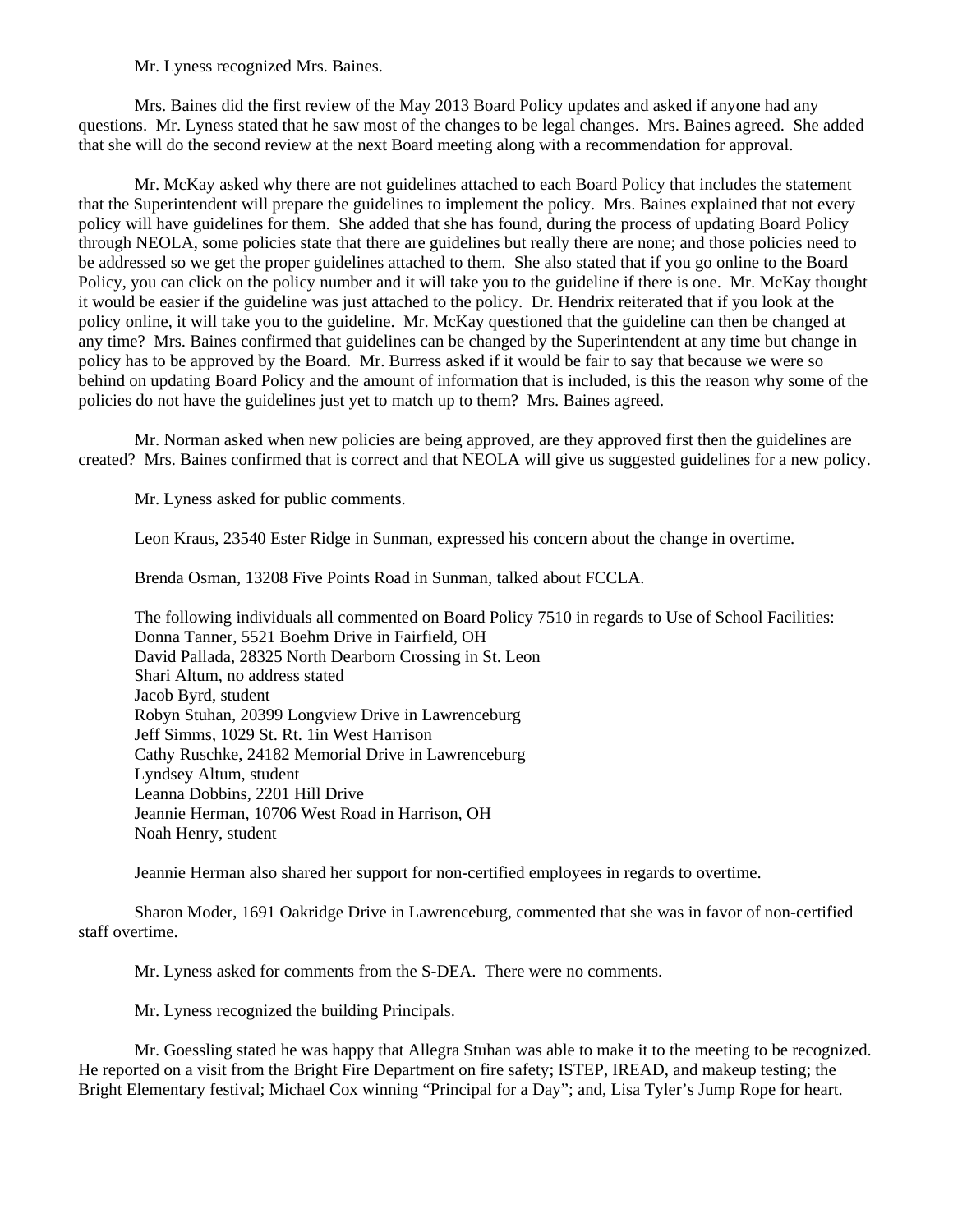Mr. Lyness recognized Mrs. Baines.

Mrs. Baines did the first review of the May 2013 Board Policy updates and asked if anyone had any questions. Mr. Lyness stated that he saw most of the changes to be legal changes. Mrs. Baines agreed. She added that she will do the second review at the next Board meeting along with a recommendation for approval.

Mr. McKay asked why there are not guidelines attached to each Board Policy that includes the statement that the Superintendent will prepare the guidelines to implement the policy. Mrs. Baines explained that not every policy will have guidelines for them. She added that she has found, during the process of updating Board Policy through NEOLA, some policies state that there are guidelines but really there are none; and those policies need to be addressed so we get the proper guidelines attached to them. She also stated that if you go online to the Board Policy, you can click on the policy number and it will take you to the guideline if there is one. Mr. McKay thought it would be easier if the guideline was just attached to the policy. Dr. Hendrix reiterated that if you look at the policy online, it will take you to the guideline. Mr. McKay questioned that the guideline can then be changed at any time? Mrs. Baines confirmed that guidelines can be changed by the Superintendent at any time but change in policy has to be approved by the Board. Mr. Burress asked if it would be fair to say that because we were so behind on updating Board Policy and the amount of information that is included, is this the reason why some of the policies do not have the guidelines just yet to match up to them? Mrs. Baines agreed.

Mr. Norman asked when new policies are being approved, are they approved first then the guidelines are created? Mrs. Baines confirmed that is correct and that NEOLA will give us suggested guidelines for a new policy.

Mr. Lyness asked for public comments.

Leon Kraus, 23540 Ester Ridge in Sunman, expressed his concern about the change in overtime.

Brenda Osman, 13208 Five Points Road in Sunman, talked about FCCLA.

The following individuals all commented on Board Policy 7510 in regards to Use of School Facilities:
Donna Tanner, 5521 Boehm Drive in Fairfield, OH
David Pallada, 28325 North Dearborn Crossing in St. Leon
Shari Altum, no address stated
Jacob Byrd, student
Robyn Stuhan, 20399 Longview Drive in Lawrenceburg
Jeff Simms, 1029 St. Rt. 1in West Harrison
Cathy Ruschke, 24182 Memorial Drive in Lawrenceburg
Lyndsey Altum, student
Leanna Dobbins, 2201 Hill Drive
Jeannie Herman, 10706 West Road in Harrison, OH
Noah Henry, student

Jeannie Herman also shared her support for non-certified employees in regards to overtime.

Sharon Moder, 1691 Oakridge Drive in Lawrenceburg, commented that she was in favor of non-certified staff overtime.

Mr. Lyness asked for comments from the S-DEA. There were no comments.

Mr. Lyness recognized the building Principals.

Mr. Goessling stated he was happy that Allegra Stuhan was able to make it to the meeting to be recognized. He reported on a visit from the Bright Fire Department on fire safety; ISTEP, IREAD, and makeup testing; the Bright Elementary festival; Michael Cox winning "Principal for a Day"; and, Lisa Tyler's Jump Rope for heart.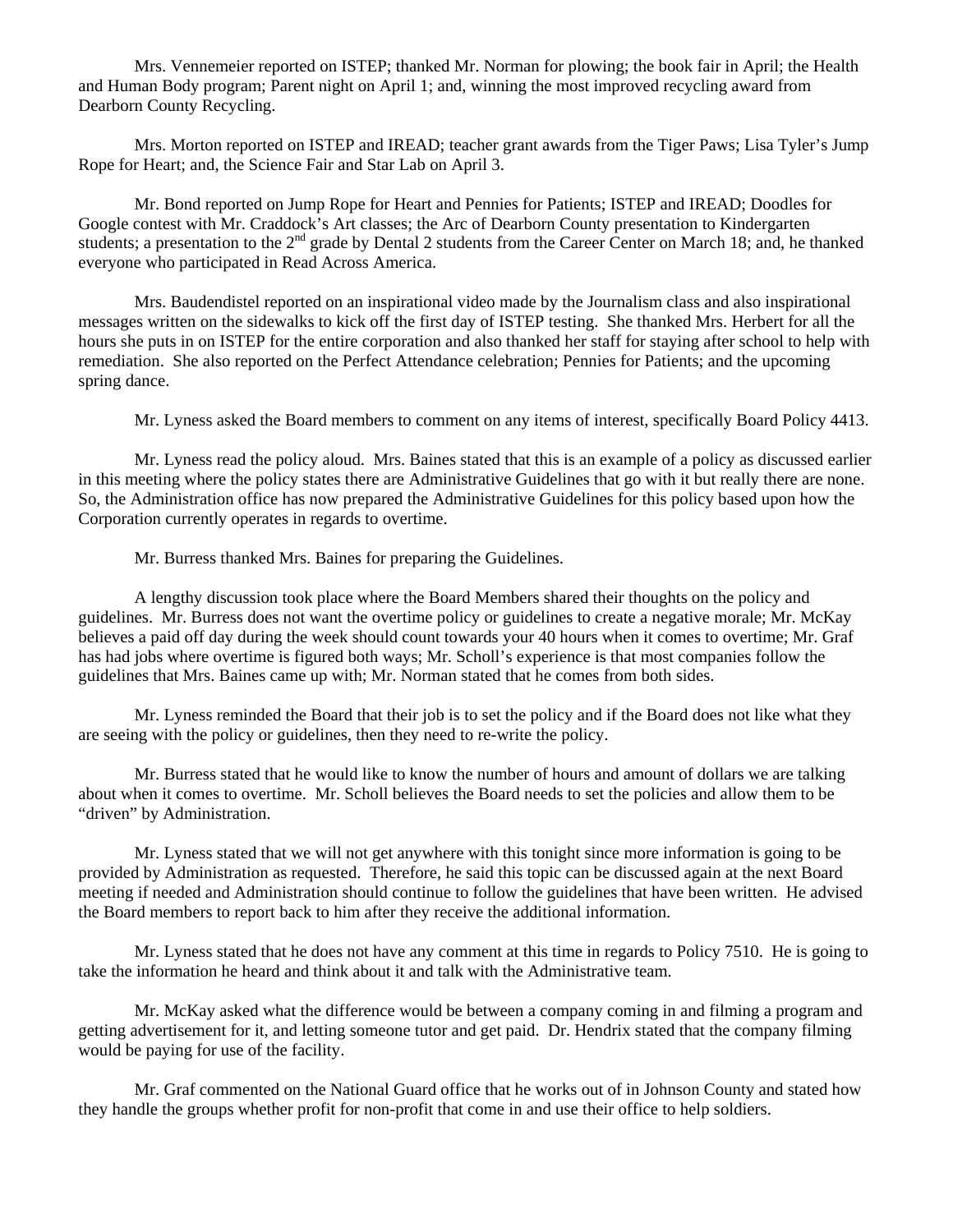Mrs. Vennemeier reported on ISTEP; thanked Mr. Norman for plowing; the book fair in April; the Health and Human Body program; Parent night on April 1; and, winning the most improved recycling award from Dearborn County Recycling.

Mrs. Morton reported on ISTEP and IREAD; teacher grant awards from the Tiger Paws; Lisa Tyler's Jump Rope for Heart; and, the Science Fair and Star Lab on April 3.

Mr. Bond reported on Jump Rope for Heart and Pennies for Patients; ISTEP and IREAD; Doodles for Google contest with Mr. Craddock's Art classes; the Arc of Dearborn County presentation to Kindergarten students; a presentation to the 2nd grade by Dental 2 students from the Career Center on March 18; and, he thanked everyone who participated in Read Across America.

Mrs. Baudendistel reported on an inspirational video made by the Journalism class and also inspirational messages written on the sidewalks to kick off the first day of ISTEP testing. She thanked Mrs. Herbert for all the hours she puts in on ISTEP for the entire corporation and also thanked her staff for staying after school to help with remediation. She also reported on the Perfect Attendance celebration; Pennies for Patients; and the upcoming spring dance.

Mr. Lyness asked the Board members to comment on any items of interest, specifically Board Policy 4413.

Mr. Lyness read the policy aloud. Mrs. Baines stated that this is an example of a policy as discussed earlier in this meeting where the policy states there are Administrative Guidelines that go with it but really there are none. So, the Administration office has now prepared the Administrative Guidelines for this policy based upon how the Corporation currently operates in regards to overtime.

Mr. Burress thanked Mrs. Baines for preparing the Guidelines.

A lengthy discussion took place where the Board Members shared their thoughts on the policy and guidelines. Mr. Burress does not want the overtime policy or guidelines to create a negative morale; Mr. McKay believes a paid off day during the week should count towards your 40 hours when it comes to overtime; Mr. Graf has had jobs where overtime is figured both ways; Mr. Scholl's experience is that most companies follow the guidelines that Mrs. Baines came up with; Mr. Norman stated that he comes from both sides.

Mr. Lyness reminded the Board that their job is to set the policy and if the Board does not like what they are seeing with the policy or guidelines, then they need to re-write the policy.

Mr. Burress stated that he would like to know the number of hours and amount of dollars we are talking about when it comes to overtime. Mr. Scholl believes the Board needs to set the policies and allow them to be "driven" by Administration.

Mr. Lyness stated that we will not get anywhere with this tonight since more information is going to be provided by Administration as requested. Therefore, he said this topic can be discussed again at the next Board meeting if needed and Administration should continue to follow the guidelines that have been written. He advised the Board members to report back to him after they receive the additional information.

Mr. Lyness stated that he does not have any comment at this time in regards to Policy 7510. He is going to take the information he heard and think about it and talk with the Administrative team.

Mr. McKay asked what the difference would be between a company coming in and filming a program and getting advertisement for it, and letting someone tutor and get paid. Dr. Hendrix stated that the company filming would be paying for use of the facility.

Mr. Graf commented on the National Guard office that he works out of in Johnson County and stated how they handle the groups whether profit for non-profit that come in and use their office to help soldiers.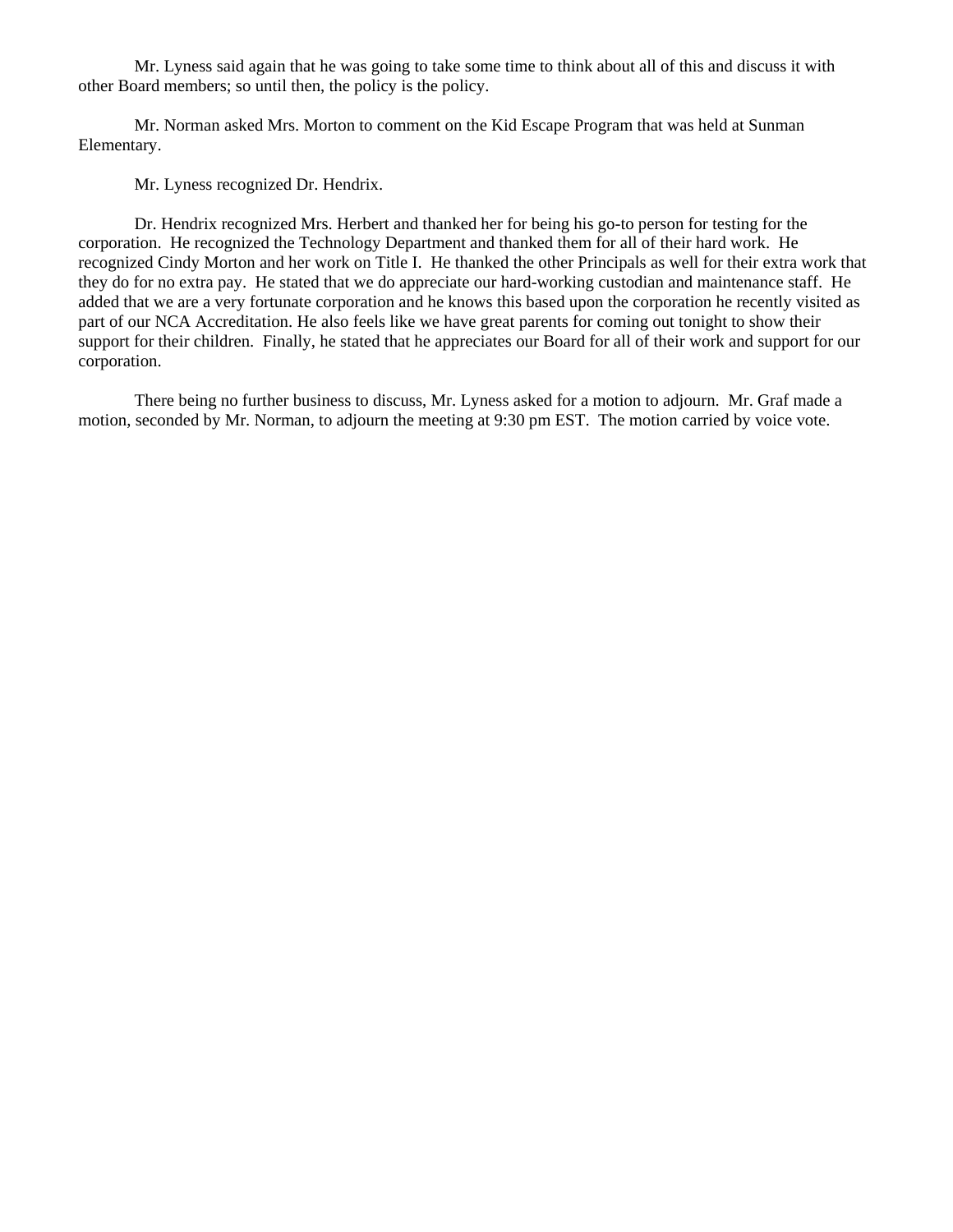Mr. Lyness said again that he was going to take some time to think about all of this and discuss it with other Board members; so until then, the policy is the policy.

Mr. Norman asked Mrs. Morton to comment on the Kid Escape Program that was held at Sunman Elementary.

Mr. Lyness recognized Dr. Hendrix.

Dr. Hendrix recognized Mrs. Herbert and thanked her for being his go-to person for testing for the corporation. He recognized the Technology Department and thanked them for all of their hard work. He recognized Cindy Morton and her work on Title I. He thanked the other Principals as well for their extra work that they do for no extra pay. He stated that we do appreciate our hard-working custodian and maintenance staff. He added that we are a very fortunate corporation and he knows this based upon the corporation he recently visited as part of our NCA Accreditation. He also feels like we have great parents for coming out tonight to show their support for their children. Finally, he stated that he appreciates our Board for all of their work and support for our corporation.

There being no further business to discuss, Mr. Lyness asked for a motion to adjourn. Mr. Graf made a motion, seconded by Mr. Norman, to adjourn the meeting at 9:30 pm EST. The motion carried by voice vote.